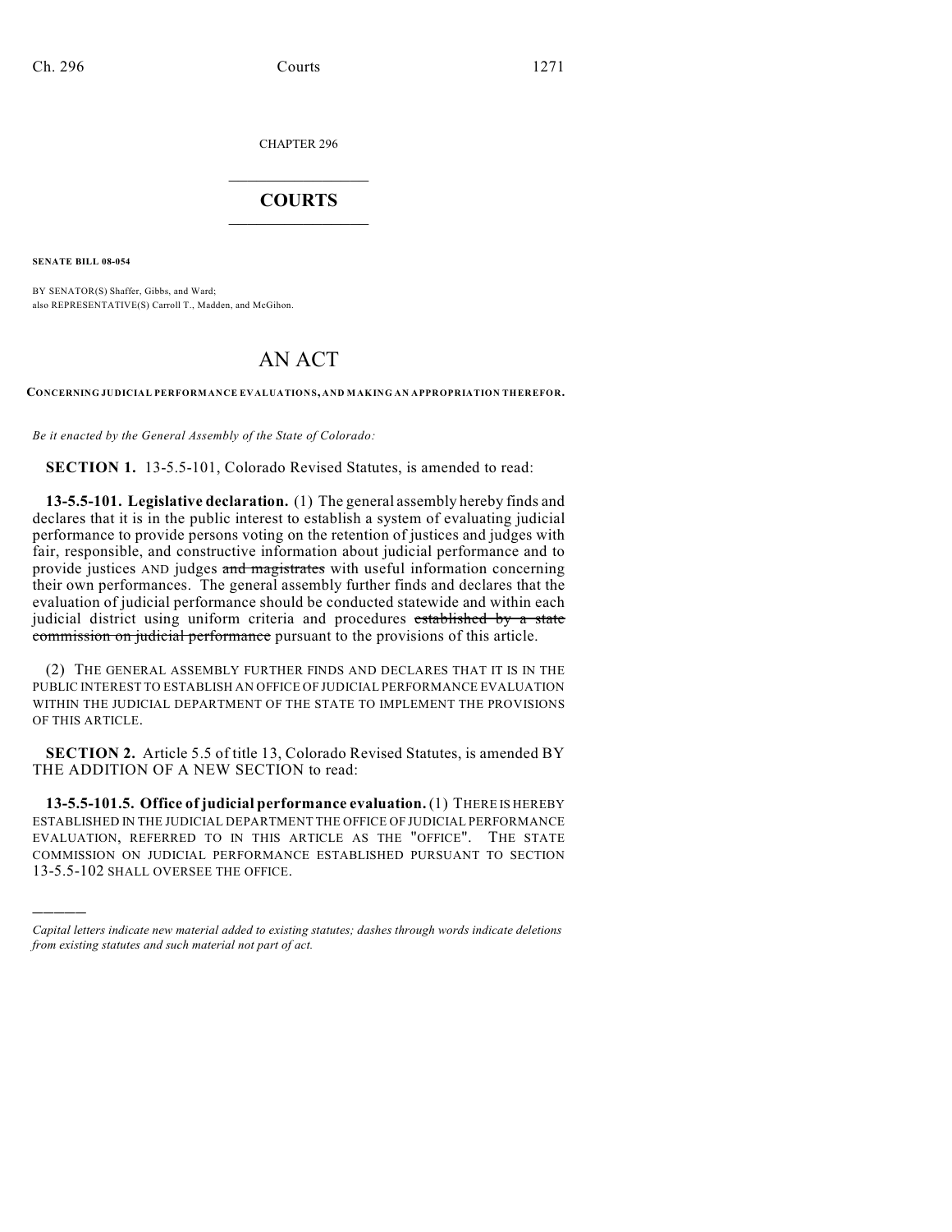CHAPTER 296

# COURTS

**SENATE BILL 08-054**

BY SENATOR(S) Shaffer, Gibbs, and Ward;
also REPRESENTATIVE(S) Carroll T., Madden, and McGihon.

# AN ACT

**CONCERNING JUDICIAL PERFORMANCE EVALUATIONS, AND MAKING AN APPROPRIATION THEREFOR.**

*Be it enacted by the General Assembly of the State of Colorado:*

**SECTION 1.** 13-5.5-101, Colorado Revised Statutes, is amended to read:

**13-5.5-101. Legislative declaration.** (1) The general assembly hereby finds and declares that it is in the public interest to establish a system of evaluating judicial performance to provide persons voting on the retention of justices and judges with fair, responsible, and constructive information about judicial performance and to provide justices AND judges ~~and magistrates~~ with useful information concerning their own performances. The general assembly further finds and declares that the evaluation of judicial performance should be conducted statewide and within each judicial district using uniform criteria and procedures ~~established by a state commission on judicial performance~~ pursuant to the provisions of this article.

(2) THE GENERAL ASSEMBLY FURTHER FINDS AND DECLARES THAT IT IS IN THE PUBLIC INTEREST TO ESTABLISH AN OFFICE OF JUDICIAL PERFORMANCE EVALUATION WITHIN THE JUDICIAL DEPARTMENT OF THE STATE TO IMPLEMENT THE PROVISIONS OF THIS ARTICLE.

**SECTION 2.** Article 5.5 of title 13, Colorado Revised Statutes, is amended BY THE ADDITION OF A NEW SECTION to read:

**13-5.5-101.5. Office of judicial performance evaluation.** (1) THERE IS HEREBY ESTABLISHED IN THE JUDICIAL DEPARTMENT THE OFFICE OF JUDICIAL PERFORMANCE EVALUATION, REFERRED TO IN THIS ARTICLE AS THE "OFFICE". THE STATE COMMISSION ON JUDICIAL PERFORMANCE ESTABLISHED PURSUANT TO SECTION 13-5.5-102 SHALL OVERSEE THE OFFICE.

---

*Capital letters indicate new material added to existing statutes; dashes through words indicate deletions from existing statutes and such material not part of act.*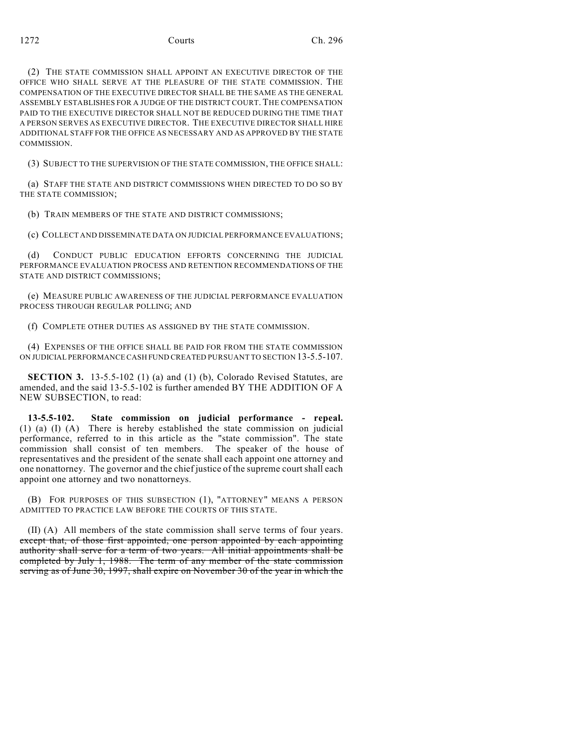(2) THE STATE COMMISSION SHALL APPOINT AN EXECUTIVE DIRECTOR OF THE OFFICE WHO SHALL SERVE AT THE PLEASURE OF THE STATE COMMISSION. THE COMPENSATION OF THE EXECUTIVE DIRECTOR SHALL BE THE SAME AS THE GENERAL ASSEMBLY ESTABLISHES FOR A JUDGE OF THE DISTRICT COURT. THE COMPENSATION PAID TO THE EXECUTIVE DIRECTOR SHALL NOT BE REDUCED DURING THE TIME THAT A PERSON SERVES AS EXECUTIVE DIRECTOR. THE EXECUTIVE DIRECTOR SHALL HIRE ADDITIONAL STAFF FOR THE OFFICE AS NECESSARY AND AS APPROVED BY THE STATE COMMISSION.

(3) SUBJECT TO THE SUPERVISION OF THE STATE COMMISSION, THE OFFICE SHALL:

(a) STAFF THE STATE AND DISTRICT COMMISSIONS WHEN DIRECTED TO DO SO BY THE STATE COMMISSION;

(b) TRAIN MEMBERS OF THE STATE AND DISTRICT COMMISSIONS;

(c) COLLECT AND DISSEMINATE DATA ON JUDICIAL PERFORMANCE EVALUATIONS;

(d) CONDUCT PUBLIC EDUCATION EFFORTS CONCERNING THE JUDICIAL PERFORMANCE EVALUATION PROCESS AND RETENTION RECOMMENDATIONS OF THE STATE AND DISTRICT COMMISSIONS;

(e) MEASURE PUBLIC AWARENESS OF THE JUDICIAL PERFORMANCE EVALUATION PROCESS THROUGH REGULAR POLLING; AND

(f) COMPLETE OTHER DUTIES AS ASSIGNED BY THE STATE COMMISSION.

(4) EXPENSES OF THE OFFICE SHALL BE PAID FOR FROM THE STATE COMMISSION ON JUDICIAL PERFORMANCE CASH FUND CREATED PURSUANT TO SECTION 13-5.5-107.

**SECTION 3.** 13-5.5-102 (1) (a) and (1) (b), Colorado Revised Statutes, are amended, and the said 13-5.5-102 is further amended BY THE ADDITION OF A NEW SUBSECTION, to read:

**13-5.5-102. State commission on judicial performance - repeal.** (1) (a) (I) (A) There is hereby established the state commission on judicial performance, referred to in this article as the "state commission". The state commission shall consist of ten members. The speaker of the house of representatives and the president of the senate shall each appoint one attorney and one nonattorney. The governor and the chief justice of the supreme court shall each appoint one attorney and two nonattorneys.

(B) FOR PURPOSES OF THIS SUBSECTION (1), "ATTORNEY" MEANS A PERSON ADMITTED TO PRACTICE LAW BEFORE THE COURTS OF THIS STATE.

(II) (A) All members of the state commission shall serve terms of four years. ~~except that, of those first appointed, one person appointed by each appointing authority shall serve for a term of two years. All initial appointments shall be completed by July 1, 1988. The term of any member of the state commission serving as of June 30, 1997, shall expire on November 30 of the year in which the~~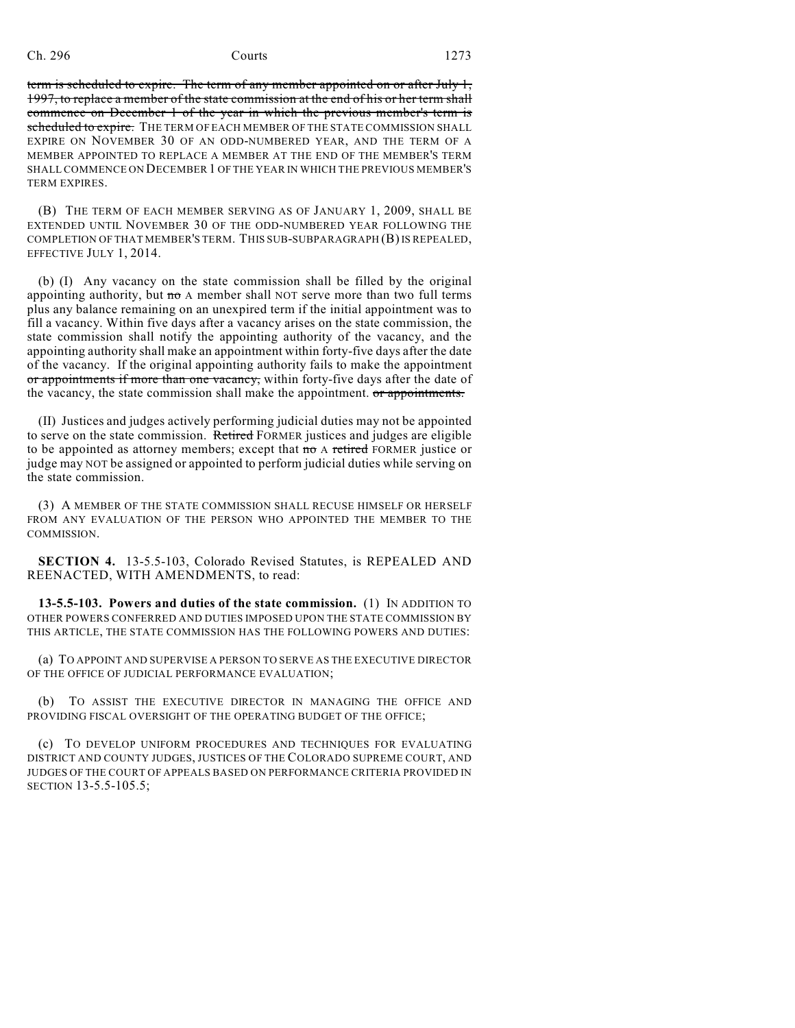~~term is scheduled to expire. The term of any member appointed on or after July 1, 1997, to replace a member of the state commission at the end of his or her term shall commence on December 1 of the year in which the previous member's term is scheduled to expire.~~ THE TERM OF EACH MEMBER OF THE STATE COMMISSION SHALL EXPIRE ON NOVEMBER 30 OF AN ODD-NUMBERED YEAR, AND THE TERM OF A MEMBER APPOINTED TO REPLACE A MEMBER AT THE END OF THE MEMBER'S TERM SHALL COMMENCE ON DECEMBER 1 OF THE YEAR IN WHICH THE PREVIOUS MEMBER'S TERM EXPIRES.

(B) THE TERM OF EACH MEMBER SERVING AS OF JANUARY 1, 2009, SHALL BE EXTENDED UNTIL NOVEMBER 30 OF THE ODD-NUMBERED YEAR FOLLOWING THE COMPLETION OF THAT MEMBER'S TERM. THIS SUB-SUBPARAGRAPH (B) IS REPEALED, EFFECTIVE JULY 1, 2014.

(b) (I) Any vacancy on the state commission shall be filled by the original appointing authority, but ~~no~~ A member shall NOT serve more than two full terms plus any balance remaining on an unexpired term if the initial appointment was to fill a vacancy. Within five days after a vacancy arises on the state commission, the state commission shall notify the appointing authority of the vacancy, and the appointing authority shall make an appointment within forty-five days after the date of the vacancy. If the original appointing authority fails to make the appointment ~~or appointments if more than one vacancy,~~ within forty-five days after the date of the vacancy, the state commission shall make the appointment. ~~or appointments.~~

(II) Justices and judges actively performing judicial duties may not be appointed to serve on the state commission. ~~Retired~~ FORMER justices and judges are eligible to be appointed as attorney members; except that ~~no~~ A ~~retired~~ FORMER justice or judge may NOT be assigned or appointed to perform judicial duties while serving on the state commission.

(3) A MEMBER OF THE STATE COMMISSION SHALL RECUSE HIMSELF OR HERSELF FROM ANY EVALUATION OF THE PERSON WHO APPOINTED THE MEMBER TO THE COMMISSION.

**SECTION 4.** 13-5.5-103, Colorado Revised Statutes, is REPEALED AND REENACTED, WITH AMENDMENTS, to read:

**13-5.5-103. Powers and duties of the state commission.** (1) IN ADDITION TO OTHER POWERS CONFERRED AND DUTIES IMPOSED UPON THE STATE COMMISSION BY THIS ARTICLE, THE STATE COMMISSION HAS THE FOLLOWING POWERS AND DUTIES:

(a) TO APPOINT AND SUPERVISE A PERSON TO SERVE AS THE EXECUTIVE DIRECTOR OF THE OFFICE OF JUDICIAL PERFORMANCE EVALUATION;

(b) TO ASSIST THE EXECUTIVE DIRECTOR IN MANAGING THE OFFICE AND PROVIDING FISCAL OVERSIGHT OF THE OPERATING BUDGET OF THE OFFICE;

(c) TO DEVELOP UNIFORM PROCEDURES AND TECHNIQUES FOR EVALUATING DISTRICT AND COUNTY JUDGES, JUSTICES OF THE COLORADO SUPREME COURT, AND JUDGES OF THE COURT OF APPEALS BASED ON PERFORMANCE CRITERIA PROVIDED IN SECTION 13-5.5-105.5;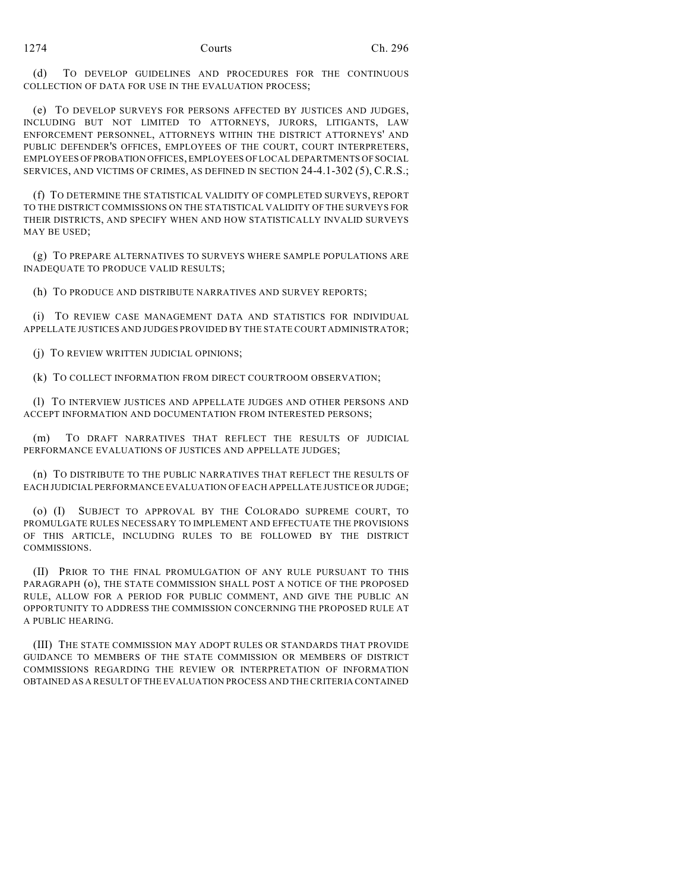(d) TO DEVELOP GUIDELINES AND PROCEDURES FOR THE CONTINUOUS COLLECTION OF DATA FOR USE IN THE EVALUATION PROCESS;

(e) TO DEVELOP SURVEYS FOR PERSONS AFFECTED BY JUSTICES AND JUDGES, INCLUDING BUT NOT LIMITED TO ATTORNEYS, JURORS, LITIGANTS, LAW ENFORCEMENT PERSONNEL, ATTORNEYS WITHIN THE DISTRICT ATTORNEYS' AND PUBLIC DEFENDER'S OFFICES, EMPLOYEES OF THE COURT, COURT INTERPRETERS, EMPLOYEES OF PROBATION OFFICES, EMPLOYEES OF LOCAL DEPARTMENTS OF SOCIAL SERVICES, AND VICTIMS OF CRIMES, AS DEFINED IN SECTION 24-4.1-302 (5), C.R.S.;

(f) TO DETERMINE THE STATISTICAL VALIDITY OF COMPLETED SURVEYS, REPORT TO THE DISTRICT COMMISSIONS ON THE STATISTICAL VALIDITY OF THE SURVEYS FOR THEIR DISTRICTS, AND SPECIFY WHEN AND HOW STATISTICALLY INVALID SURVEYS MAY BE USED;

(g) TO PREPARE ALTERNATIVES TO SURVEYS WHERE SAMPLE POPULATIONS ARE INADEQUATE TO PRODUCE VALID RESULTS;

(h) TO PRODUCE AND DISTRIBUTE NARRATIVES AND SURVEY REPORTS;

(i) TO REVIEW CASE MANAGEMENT DATA AND STATISTICS FOR INDIVIDUAL APPELLATE JUSTICES AND JUDGES PROVIDED BY THE STATE COURT ADMINISTRATOR;

(j) TO REVIEW WRITTEN JUDICIAL OPINIONS;

(k) TO COLLECT INFORMATION FROM DIRECT COURTROOM OBSERVATION;

(l) TO INTERVIEW JUSTICES AND APPELLATE JUDGES AND OTHER PERSONS AND ACCEPT INFORMATION AND DOCUMENTATION FROM INTERESTED PERSONS;

(m) TO DRAFT NARRATIVES THAT REFLECT THE RESULTS OF JUDICIAL PERFORMANCE EVALUATIONS OF JUSTICES AND APPELLATE JUDGES;

(n) TO DISTRIBUTE TO THE PUBLIC NARRATIVES THAT REFLECT THE RESULTS OF EACH JUDICIAL PERFORMANCE EVALUATION OF EACH APPELLATE JUSTICE OR JUDGE;

(o) (I) SUBJECT TO APPROVAL BY THE COLORADO SUPREME COURT, TO PROMULGATE RULES NECESSARY TO IMPLEMENT AND EFFECTUATE THE PROVISIONS OF THIS ARTICLE, INCLUDING RULES TO BE FOLLOWED BY THE DISTRICT COMMISSIONS.

(II) PRIOR TO THE FINAL PROMULGATION OF ANY RULE PURSUANT TO THIS PARAGRAPH (o), THE STATE COMMISSION SHALL POST A NOTICE OF THE PROPOSED RULE, ALLOW FOR A PERIOD FOR PUBLIC COMMENT, AND GIVE THE PUBLIC AN OPPORTUNITY TO ADDRESS THE COMMISSION CONCERNING THE PROPOSED RULE AT A PUBLIC HEARING.

(III) THE STATE COMMISSION MAY ADOPT RULES OR STANDARDS THAT PROVIDE GUIDANCE TO MEMBERS OF THE STATE COMMISSION OR MEMBERS OF DISTRICT COMMISSIONS REGARDING THE REVIEW OR INTERPRETATION OF INFORMATION OBTAINED AS A RESULT OF THE EVALUATION PROCESS AND THE CRITERIA CONTAINED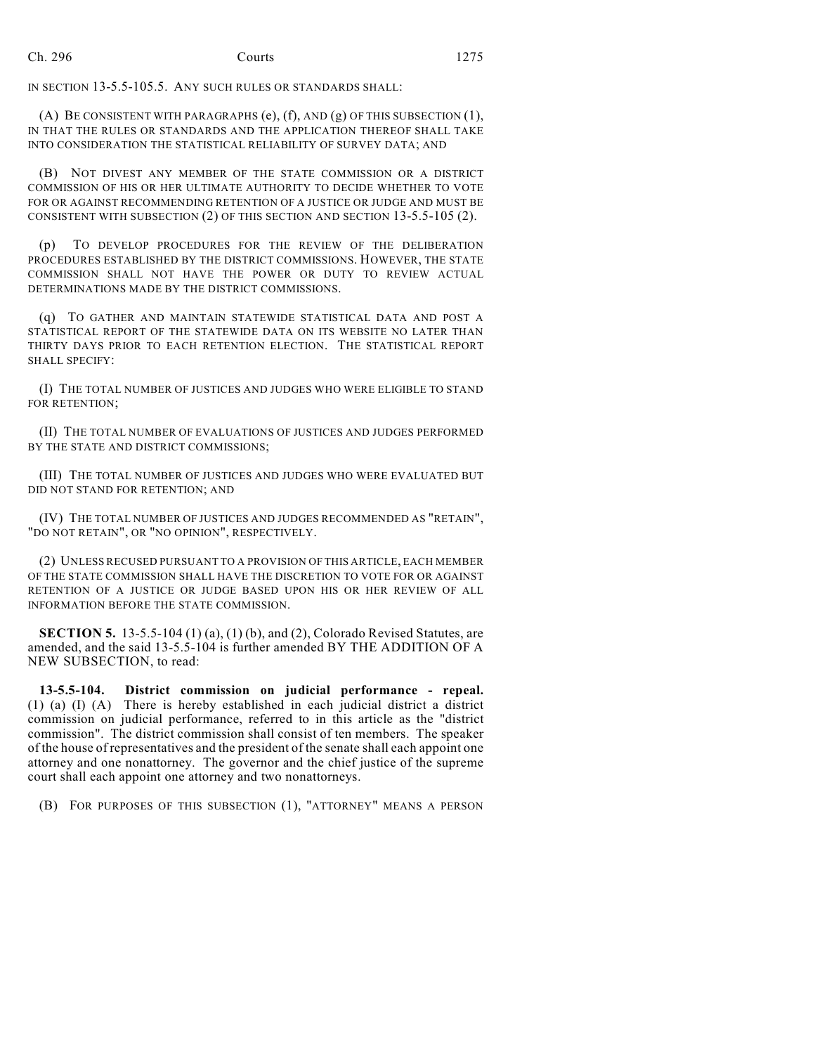IN SECTION 13-5.5-105.5. ANY SUCH RULES OR STANDARDS SHALL:

(A) BE CONSISTENT WITH PARAGRAPHS (e), (f), AND (g) OF THIS SUBSECTION (1), IN THAT THE RULES OR STANDARDS AND THE APPLICATION THEREOF SHALL TAKE INTO CONSIDERATION THE STATISTICAL RELIABILITY OF SURVEY DATA; AND

(B) NOT DIVEST ANY MEMBER OF THE STATE COMMISSION OR A DISTRICT COMMISSION OF HIS OR HER ULTIMATE AUTHORITY TO DECIDE WHETHER TO VOTE FOR OR AGAINST RECOMMENDING RETENTION OF A JUSTICE OR JUDGE AND MUST BE CONSISTENT WITH SUBSECTION (2) OF THIS SECTION AND SECTION 13-5.5-105 (2).

(p) TO DEVELOP PROCEDURES FOR THE REVIEW OF THE DELIBERATION PROCEDURES ESTABLISHED BY THE DISTRICT COMMISSIONS. HOWEVER, THE STATE COMMISSION SHALL NOT HAVE THE POWER OR DUTY TO REVIEW ACTUAL DETERMINATIONS MADE BY THE DISTRICT COMMISSIONS.

(q) TO GATHER AND MAINTAIN STATEWIDE STATISTICAL DATA AND POST A STATISTICAL REPORT OF THE STATEWIDE DATA ON ITS WEBSITE NO LATER THAN THIRTY DAYS PRIOR TO EACH RETENTION ELECTION. THE STATISTICAL REPORT SHALL SPECIFY:

(I) THE TOTAL NUMBER OF JUSTICES AND JUDGES WHO WERE ELIGIBLE TO STAND FOR RETENTION;

(II) THE TOTAL NUMBER OF EVALUATIONS OF JUSTICES AND JUDGES PERFORMED BY THE STATE AND DISTRICT COMMISSIONS;

(III) THE TOTAL NUMBER OF JUSTICES AND JUDGES WHO WERE EVALUATED BUT DID NOT STAND FOR RETENTION; AND

(IV) THE TOTAL NUMBER OF JUSTICES AND JUDGES RECOMMENDED AS "RETAIN", "DO NOT RETAIN", OR "NO OPINION", RESPECTIVELY.

(2) UNLESS RECUSED PURSUANT TO A PROVISION OF THIS ARTICLE, EACH MEMBER OF THE STATE COMMISSION SHALL HAVE THE DISCRETION TO VOTE FOR OR AGAINST RETENTION OF A JUSTICE OR JUDGE BASED UPON HIS OR HER REVIEW OF ALL INFORMATION BEFORE THE STATE COMMISSION.

**SECTION 5.** 13-5.5-104 (1) (a), (1) (b), and (2), Colorado Revised Statutes, are amended, and the said 13-5.5-104 is further amended BY THE ADDITION OF A NEW SUBSECTION, to read:

**13-5.5-104. District commission on judicial performance - repeal.** (1) (a) (I) (A) There is hereby established in each judicial district a district commission on judicial performance, referred to in this article as the "district commission". The district commission shall consist of ten members. The speaker of the house of representatives and the president of the senate shall each appoint one attorney and one nonattorney. The governor and the chief justice of the supreme court shall each appoint one attorney and two nonattorneys.

(B) FOR PURPOSES OF THIS SUBSECTION (1), "ATTORNEY" MEANS A PERSON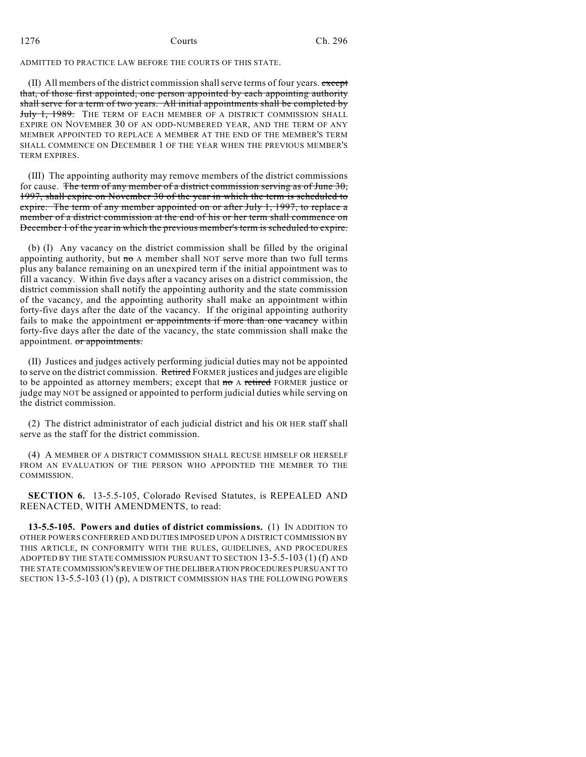ADMITTED TO PRACTICE LAW BEFORE THE COURTS OF THIS STATE.

(II) All members of the district commission shall serve terms of four years. ~~except that, of those first appointed, one person appointed by each appointing authority shall serve for a term of two years. All initial appointments shall be completed by July 1, 1989.~~ THE TERM OF EACH MEMBER OF A DISTRICT COMMISSION SHALL EXPIRE ON NOVEMBER 30 OF AN ODD-NUMBERED YEAR, AND THE TERM OF ANY MEMBER APPOINTED TO REPLACE A MEMBER AT THE END OF THE MEMBER'S TERM SHALL COMMENCE ON DECEMBER 1 OF THE YEAR WHEN THE PREVIOUS MEMBER'S TERM EXPIRES.

(III) The appointing authority may remove members of the district commissions for cause. ~~The term of any member of a district commission serving as of June 30, 1997, shall expire on November 30 of the year in which the term is scheduled to expire. The term of any member appointed on or after July 1, 1997, to replace a member of a district commission at the end of his or her term shall commence on December 1 of the year in which the previous member's term is scheduled to expire.~~

(b) (I) Any vacancy on the district commission shall be filled by the original appointing authority, but ~~no~~ A member shall NOT serve more than two full terms plus any balance remaining on an unexpired term if the initial appointment was to fill a vacancy. Within five days after a vacancy arises on a district commission, the district commission shall notify the appointing authority and the state commission of the vacancy, and the appointing authority shall make an appointment within forty-five days after the date of the vacancy. If the original appointing authority fails to make the appointment ~~or appointments if more than one vacancy~~ within forty-five days after the date of the vacancy, the state commission shall make the appointment. ~~or appointments.~~

(II) Justices and judges actively performing judicial duties may not be appointed to serve on the district commission. ~~Retired~~ FORMER justices and judges are eligible to be appointed as attorney members; except that ~~no~~ A ~~retired~~ FORMER justice or judge may NOT be assigned or appointed to perform judicial duties while serving on the district commission.

(2) The district administrator of each judicial district and his OR HER staff shall serve as the staff for the district commission.

(4) A MEMBER OF A DISTRICT COMMISSION SHALL RECUSE HIMSELF OR HERSELF FROM AN EVALUATION OF THE PERSON WHO APPOINTED THE MEMBER TO THE COMMISSION.

**SECTION 6.** 13-5.5-105, Colorado Revised Statutes, is REPEALED AND REENACTED, WITH AMENDMENTS, to read:

**13-5.5-105. Powers and duties of district commissions.** (1) IN ADDITION TO OTHER POWERS CONFERRED AND DUTIES IMPOSED UPON A DISTRICT COMMISSION BY THIS ARTICLE, IN CONFORMITY WITH THE RULES, GUIDELINES, AND PROCEDURES ADOPTED BY THE STATE COMMISSION PURSUANT TO SECTION 13-5.5-103 (1) (f) AND THE STATE COMMISSION'S REVIEW OF THE DELIBERATION PROCEDURES PURSUANT TO SECTION 13-5.5-103 (1) (p), A DISTRICT COMMISSION HAS THE FOLLOWING POWERS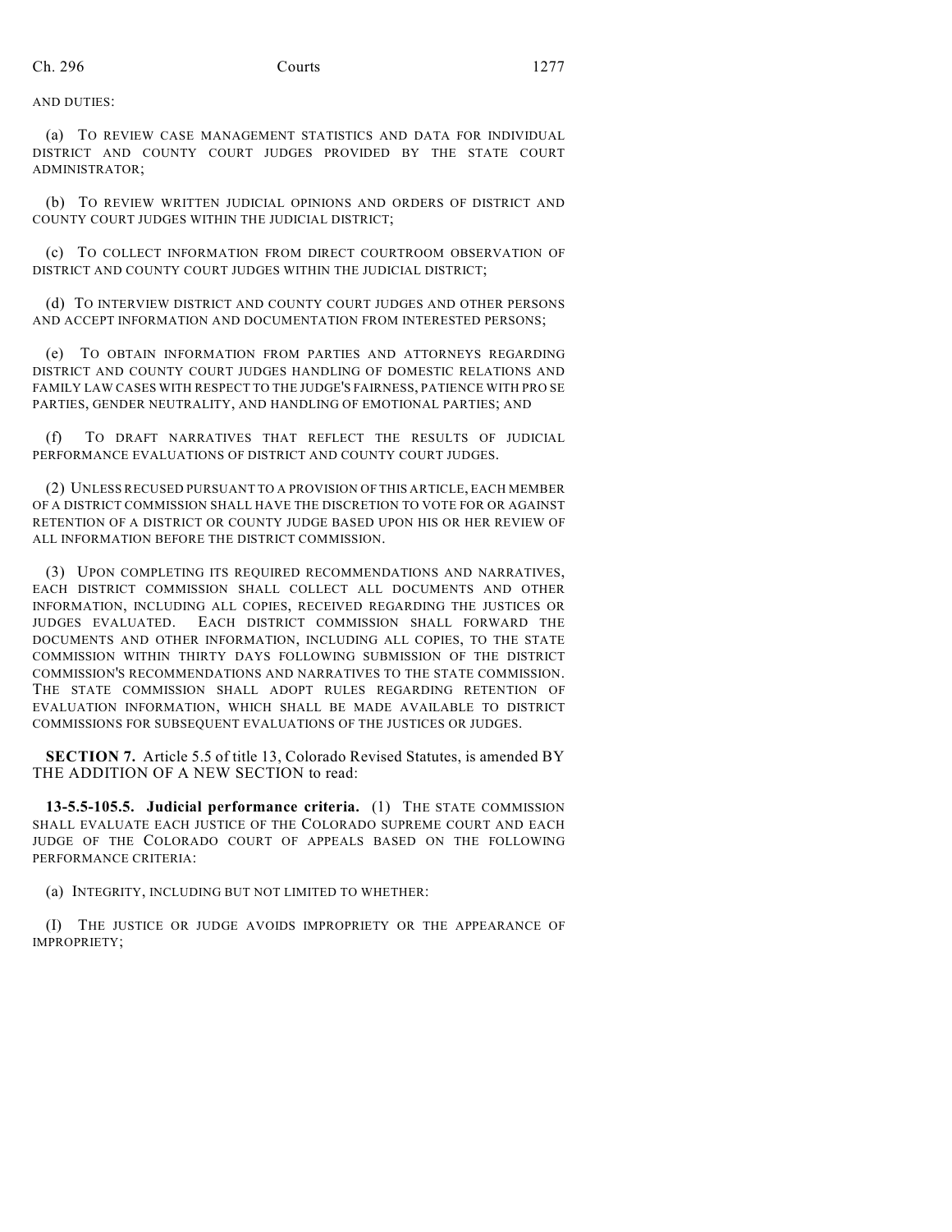AND DUTIES:

(a) TO REVIEW CASE MANAGEMENT STATISTICS AND DATA FOR INDIVIDUAL DISTRICT AND COUNTY COURT JUDGES PROVIDED BY THE STATE COURT ADMINISTRATOR;

(b) TO REVIEW WRITTEN JUDICIAL OPINIONS AND ORDERS OF DISTRICT AND COUNTY COURT JUDGES WITHIN THE JUDICIAL DISTRICT;

(c) TO COLLECT INFORMATION FROM DIRECT COURTROOM OBSERVATION OF DISTRICT AND COUNTY COURT JUDGES WITHIN THE JUDICIAL DISTRICT;

(d) TO INTERVIEW DISTRICT AND COUNTY COURT JUDGES AND OTHER PERSONS AND ACCEPT INFORMATION AND DOCUMENTATION FROM INTERESTED PERSONS;

(e) TO OBTAIN INFORMATION FROM PARTIES AND ATTORNEYS REGARDING DISTRICT AND COUNTY COURT JUDGES HANDLING OF DOMESTIC RELATIONS AND FAMILY LAW CASES WITH RESPECT TO THE JUDGE'S FAIRNESS, PATIENCE WITH PRO SE PARTIES, GENDER NEUTRALITY, AND HANDLING OF EMOTIONAL PARTIES; AND

(f) TO DRAFT NARRATIVES THAT REFLECT THE RESULTS OF JUDICIAL PERFORMANCE EVALUATIONS OF DISTRICT AND COUNTY COURT JUDGES.

(2) UNLESS RECUSED PURSUANT TO A PROVISION OF THIS ARTICLE, EACH MEMBER OF A DISTRICT COMMISSION SHALL HAVE THE DISCRETION TO VOTE FOR OR AGAINST RETENTION OF A DISTRICT OR COUNTY JUDGE BASED UPON HIS OR HER REVIEW OF ALL INFORMATION BEFORE THE DISTRICT COMMISSION.

(3) UPON COMPLETING ITS REQUIRED RECOMMENDATIONS AND NARRATIVES, EACH DISTRICT COMMISSION SHALL COLLECT ALL DOCUMENTS AND OTHER INFORMATION, INCLUDING ALL COPIES, RECEIVED REGARDING THE JUSTICES OR JUDGES EVALUATED. EACH DISTRICT COMMISSION SHALL FORWARD THE DOCUMENTS AND OTHER INFORMATION, INCLUDING ALL COPIES, TO THE STATE COMMISSION WITHIN THIRTY DAYS FOLLOWING SUBMISSION OF THE DISTRICT COMMISSION'S RECOMMENDATIONS AND NARRATIVES TO THE STATE COMMISSION. THE STATE COMMISSION SHALL ADOPT RULES REGARDING RETENTION OF EVALUATION INFORMATION, WHICH SHALL BE MADE AVAILABLE TO DISTRICT COMMISSIONS FOR SUBSEQUENT EVALUATIONS OF THE JUSTICES OR JUDGES.

**SECTION 7.** Article 5.5 of title 13, Colorado Revised Statutes, is amended BY THE ADDITION OF A NEW SECTION to read:

**13-5.5-105.5. Judicial performance criteria.** (1) THE STATE COMMISSION SHALL EVALUATE EACH JUSTICE OF THE COLORADO SUPREME COURT AND EACH JUDGE OF THE COLORADO COURT OF APPEALS BASED ON THE FOLLOWING PERFORMANCE CRITERIA:

(a) INTEGRITY, INCLUDING BUT NOT LIMITED TO WHETHER:

(I) THE JUSTICE OR JUDGE AVOIDS IMPROPRIETY OR THE APPEARANCE OF IMPROPRIETY;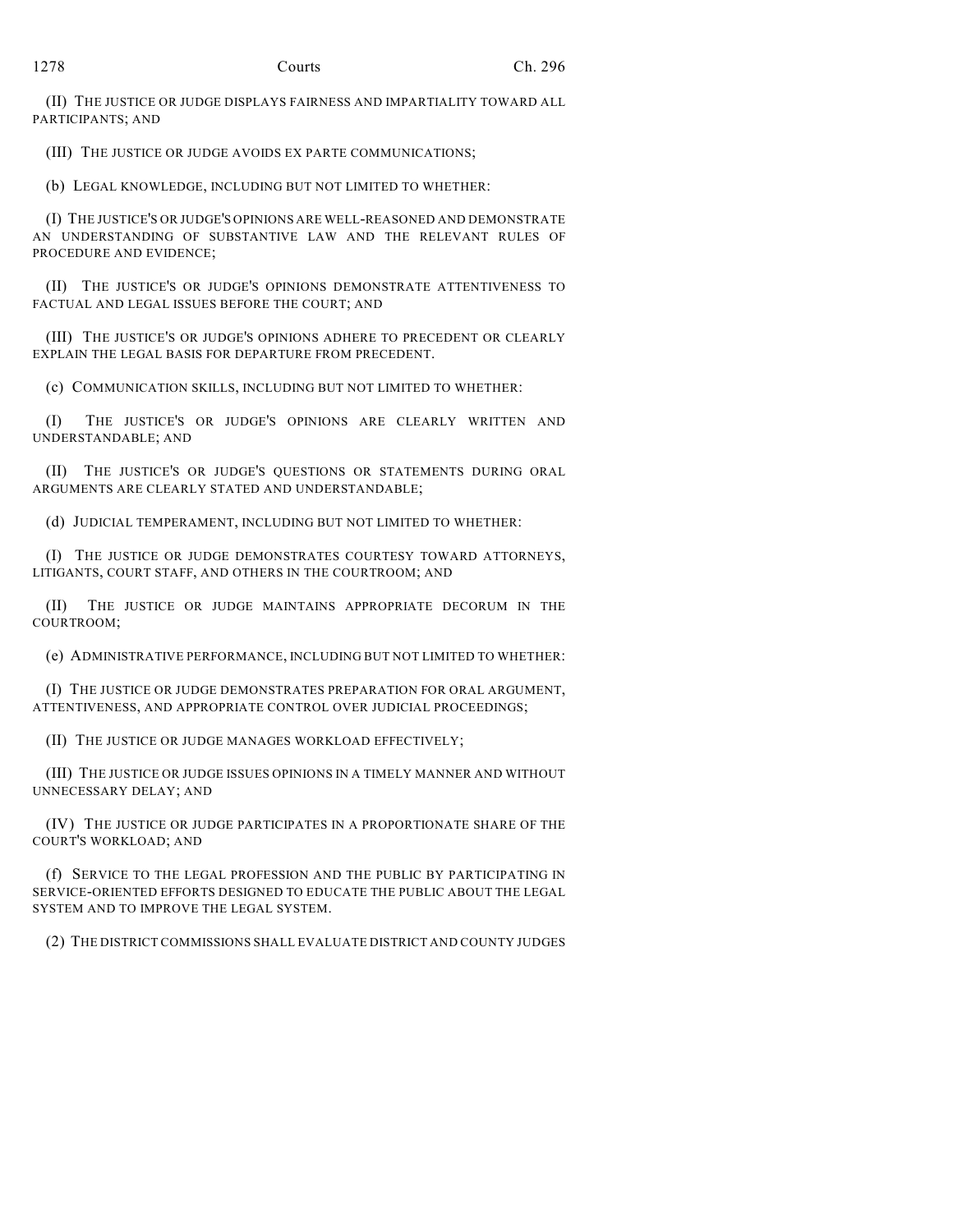(II) THE JUSTICE OR JUDGE DISPLAYS FAIRNESS AND IMPARTIALITY TOWARD ALL PARTICIPANTS; AND

(III) THE JUSTICE OR JUDGE AVOIDS EX PARTE COMMUNICATIONS;

(b) LEGAL KNOWLEDGE, INCLUDING BUT NOT LIMITED TO WHETHER:

(I) THE JUSTICE'S OR JUDGE'S OPINIONS ARE WELL-REASONED AND DEMONSTRATE AN UNDERSTANDING OF SUBSTANTIVE LAW AND THE RELEVANT RULES OF PROCEDURE AND EVIDENCE;

(II) THE JUSTICE'S OR JUDGE'S OPINIONS DEMONSTRATE ATTENTIVENESS TO FACTUAL AND LEGAL ISSUES BEFORE THE COURT; AND

(III) THE JUSTICE'S OR JUDGE'S OPINIONS ADHERE TO PRECEDENT OR CLEARLY EXPLAIN THE LEGAL BASIS FOR DEPARTURE FROM PRECEDENT.

(c) COMMUNICATION SKILLS, INCLUDING BUT NOT LIMITED TO WHETHER:

(I) THE JUSTICE'S OR JUDGE'S OPINIONS ARE CLEARLY WRITTEN AND UNDERSTANDABLE; AND

(II) THE JUSTICE'S OR JUDGE'S QUESTIONS OR STATEMENTS DURING ORAL ARGUMENTS ARE CLEARLY STATED AND UNDERSTANDABLE;

(d) JUDICIAL TEMPERAMENT, INCLUDING BUT NOT LIMITED TO WHETHER:

(I) THE JUSTICE OR JUDGE DEMONSTRATES COURTESY TOWARD ATTORNEYS, LITIGANTS, COURT STAFF, AND OTHERS IN THE COURTROOM; AND

(II) THE JUSTICE OR JUDGE MAINTAINS APPROPRIATE DECORUM IN THE COURTROOM;

(e) ADMINISTRATIVE PERFORMANCE, INCLUDING BUT NOT LIMITED TO WHETHER:

(I) THE JUSTICE OR JUDGE DEMONSTRATES PREPARATION FOR ORAL ARGUMENT, ATTENTIVENESS, AND APPROPRIATE CONTROL OVER JUDICIAL PROCEEDINGS;

(II) THE JUSTICE OR JUDGE MANAGES WORKLOAD EFFECTIVELY;

(III) THE JUSTICE OR JUDGE ISSUES OPINIONS IN A TIMELY MANNER AND WITHOUT UNNECESSARY DELAY; AND

(IV) THE JUSTICE OR JUDGE PARTICIPATES IN A PROPORTIONATE SHARE OF THE COURT'S WORKLOAD; AND

(f) SERVICE TO THE LEGAL PROFESSION AND THE PUBLIC BY PARTICIPATING IN SERVICE-ORIENTED EFFORTS DESIGNED TO EDUCATE THE PUBLIC ABOUT THE LEGAL SYSTEM AND TO IMPROVE THE LEGAL SYSTEM.

(2) THE DISTRICT COMMISSIONS SHALL EVALUATE DISTRICT AND COUNTY JUDGES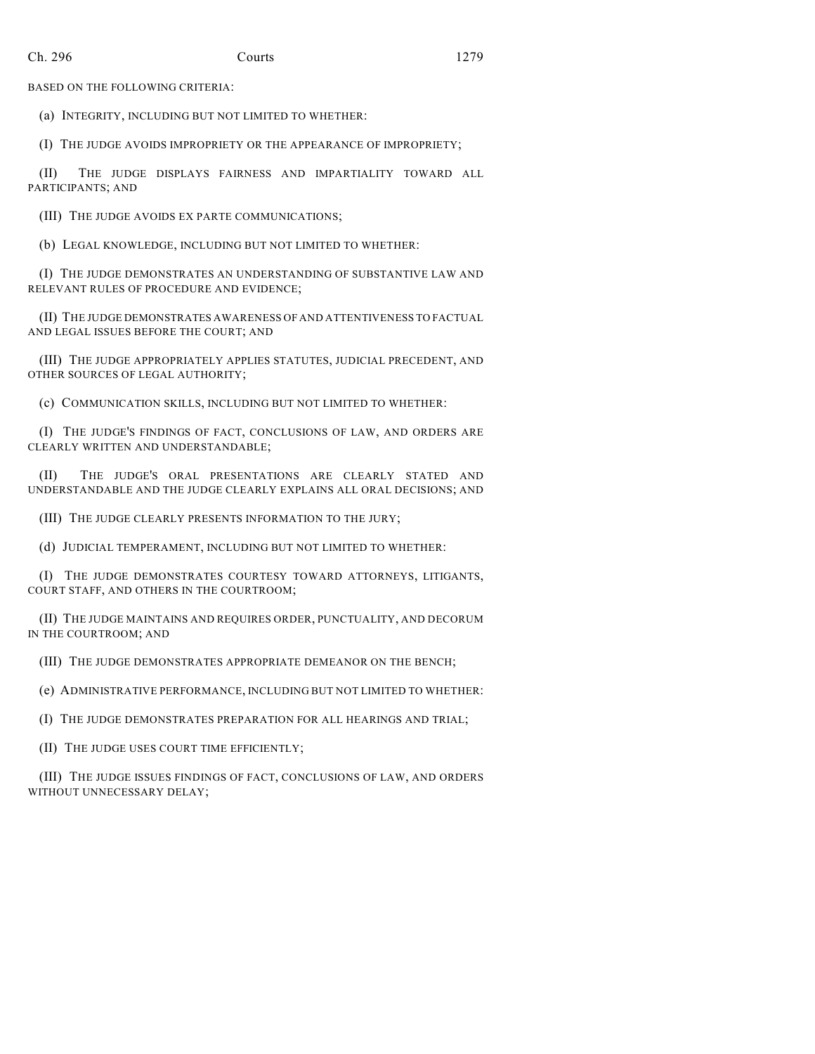BASED ON THE FOLLOWING CRITERIA:

(a) INTEGRITY, INCLUDING BUT NOT LIMITED TO WHETHER:

(I) THE JUDGE AVOIDS IMPROPRIETY OR THE APPEARANCE OF IMPROPRIETY;

(II) THE JUDGE DISPLAYS FAIRNESS AND IMPARTIALITY TOWARD ALL PARTICIPANTS; AND

(III) THE JUDGE AVOIDS EX PARTE COMMUNICATIONS;

(b) LEGAL KNOWLEDGE, INCLUDING BUT NOT LIMITED TO WHETHER:

(I) THE JUDGE DEMONSTRATES AN UNDERSTANDING OF SUBSTANTIVE LAW AND RELEVANT RULES OF PROCEDURE AND EVIDENCE;

(II) THE JUDGE DEMONSTRATES AWARENESS OF AND ATTENTIVENESS TO FACTUAL AND LEGAL ISSUES BEFORE THE COURT; AND

(III) THE JUDGE APPROPRIATELY APPLIES STATUTES, JUDICIAL PRECEDENT, AND OTHER SOURCES OF LEGAL AUTHORITY;

(c) COMMUNICATION SKILLS, INCLUDING BUT NOT LIMITED TO WHETHER:

(I) THE JUDGE'S FINDINGS OF FACT, CONCLUSIONS OF LAW, AND ORDERS ARE CLEARLY WRITTEN AND UNDERSTANDABLE;

(II) THE JUDGE'S ORAL PRESENTATIONS ARE CLEARLY STATED AND UNDERSTANDABLE AND THE JUDGE CLEARLY EXPLAINS ALL ORAL DECISIONS; AND

(III) THE JUDGE CLEARLY PRESENTS INFORMATION TO THE JURY;

(d) JUDICIAL TEMPERAMENT, INCLUDING BUT NOT LIMITED TO WHETHER:

(I) THE JUDGE DEMONSTRATES COURTESY TOWARD ATTORNEYS, LITIGANTS, COURT STAFF, AND OTHERS IN THE COURTROOM;

(II) THE JUDGE MAINTAINS AND REQUIRES ORDER, PUNCTUALITY, AND DECORUM IN THE COURTROOM; AND

(III) THE JUDGE DEMONSTRATES APPROPRIATE DEMEANOR ON THE BENCH;

(e) ADMINISTRATIVE PERFORMANCE, INCLUDING BUT NOT LIMITED TO WHETHER:

(I) THE JUDGE DEMONSTRATES PREPARATION FOR ALL HEARINGS AND TRIAL;

(II) THE JUDGE USES COURT TIME EFFICIENTLY;

(III) THE JUDGE ISSUES FINDINGS OF FACT, CONCLUSIONS OF LAW, AND ORDERS WITHOUT UNNECESSARY DELAY;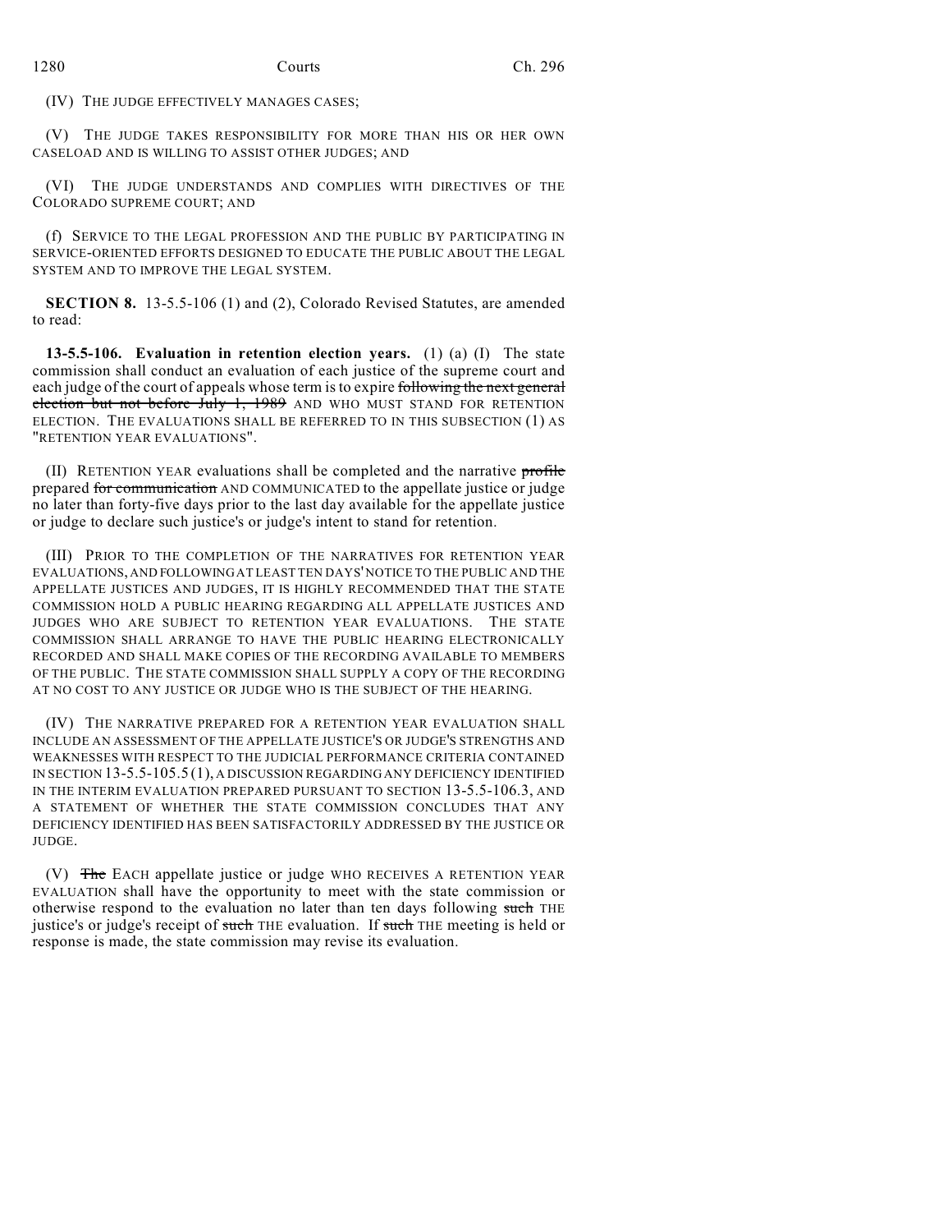(IV) THE JUDGE EFFECTIVELY MANAGES CASES;

(V) THE JUDGE TAKES RESPONSIBILITY FOR MORE THAN HIS OR HER OWN CASELOAD AND IS WILLING TO ASSIST OTHER JUDGES; AND

(VI) THE JUDGE UNDERSTANDS AND COMPLIES WITH DIRECTIVES OF THE COLORADO SUPREME COURT; AND

(f) SERVICE TO THE LEGAL PROFESSION AND THE PUBLIC BY PARTICIPATING IN SERVICE-ORIENTED EFFORTS DESIGNED TO EDUCATE THE PUBLIC ABOUT THE LEGAL SYSTEM AND TO IMPROVE THE LEGAL SYSTEM.

**SECTION 8.** 13-5.5-106 (1) and (2), Colorado Revised Statutes, are amended to read:

**13-5.5-106. Evaluation in retention election years.** (1) (a) (I) The state commission shall conduct an evaluation of each justice of the supreme court and each judge of the court of appeals whose term is to expire ~~following the next general election but not before July 1, 1989~~ AND WHO MUST STAND FOR RETENTION ELECTION. THE EVALUATIONS SHALL BE REFERRED TO IN THIS SUBSECTION (1) AS "RETENTION YEAR EVALUATIONS".

(II) RETENTION YEAR evaluations shall be completed and the narrative ~~profile~~ prepared ~~for communication~~ AND COMMUNICATED to the appellate justice or judge no later than forty-five days prior to the last day available for the appellate justice or judge to declare such justice's or judge's intent to stand for retention.

(III) PRIOR TO THE COMPLETION OF THE NARRATIVES FOR RETENTION YEAR EVALUATIONS, AND FOLLOWING AT LEAST TEN DAYS' NOTICE TO THE PUBLIC AND THE APPELLATE JUSTICES AND JUDGES, IT IS HIGHLY RECOMMENDED THAT THE STATE COMMISSION HOLD A PUBLIC HEARING REGARDING ALL APPELLATE JUSTICES AND JUDGES WHO ARE SUBJECT TO RETENTION YEAR EVALUATIONS. THE STATE COMMISSION SHALL ARRANGE TO HAVE THE PUBLIC HEARING ELECTRONICALLY RECORDED AND SHALL MAKE COPIES OF THE RECORDING AVAILABLE TO MEMBERS OF THE PUBLIC. THE STATE COMMISSION SHALL SUPPLY A COPY OF THE RECORDING AT NO COST TO ANY JUSTICE OR JUDGE WHO IS THE SUBJECT OF THE HEARING.

(IV) THE NARRATIVE PREPARED FOR A RETENTION YEAR EVALUATION SHALL INCLUDE AN ASSESSMENT OF THE APPELLATE JUSTICE'S OR JUDGE'S STRENGTHS AND WEAKNESSES WITH RESPECT TO THE JUDICIAL PERFORMANCE CRITERIA CONTAINED IN SECTION 13-5.5-105.5 (1), A DISCUSSION REGARDING ANY DEFICIENCY IDENTIFIED IN THE INTERIM EVALUATION PREPARED PURSUANT TO SECTION 13-5.5-106.3, AND A STATEMENT OF WHETHER THE STATE COMMISSION CONCLUDES THAT ANY DEFICIENCY IDENTIFIED HAS BEEN SATISFACTORILY ADDRESSED BY THE JUSTICE OR JUDGE.

(V) ~~The~~ EACH appellate justice or judge WHO RECEIVES A RETENTION YEAR EVALUATION shall have the opportunity to meet with the state commission or otherwise respond to the evaluation no later than ten days following ~~such~~ THE justice's or judge's receipt of ~~such~~ THE evaluation. If ~~such~~ THE meeting is held or response is made, the state commission may revise its evaluation.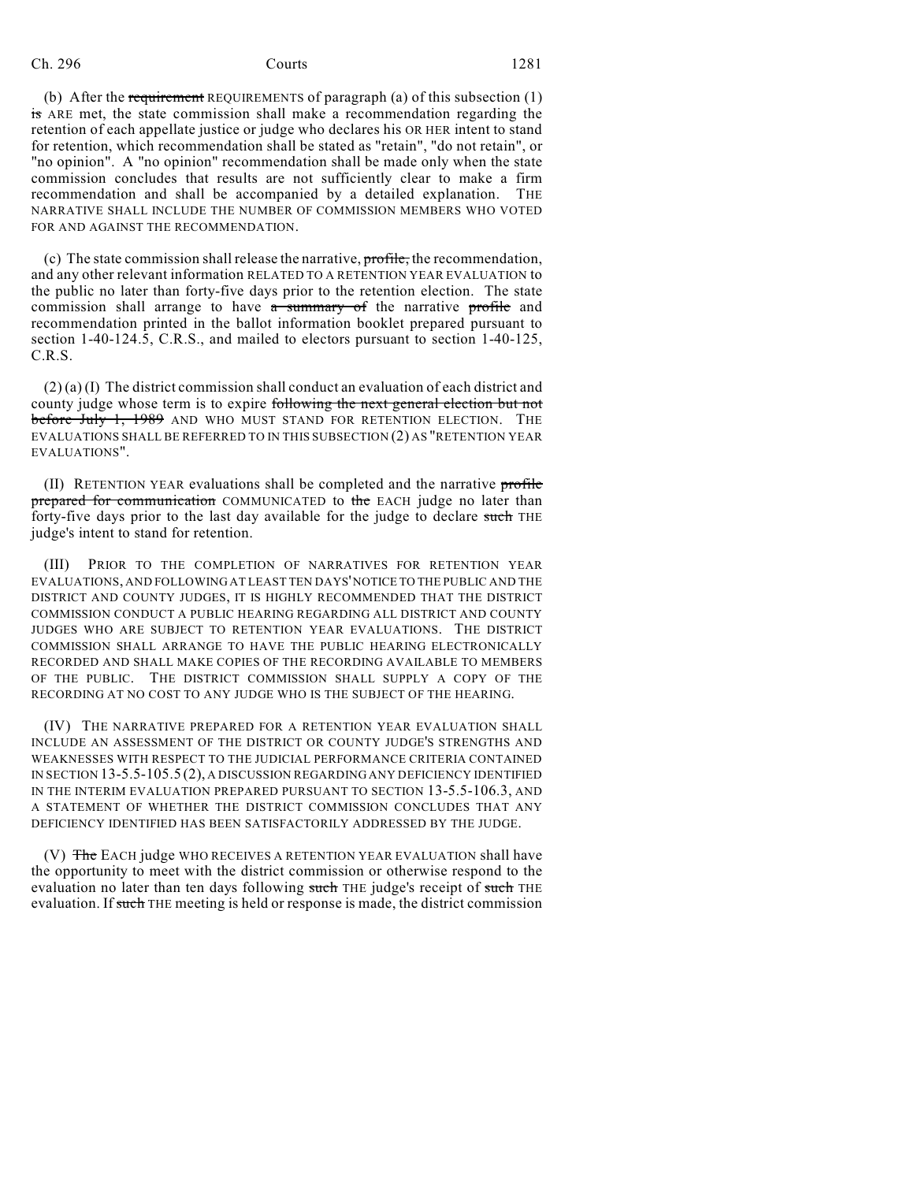(b) After the ~~requirement~~ REQUIREMENTS of paragraph (a) of this subsection (1) ~~is~~ ARE met, the state commission shall make a recommendation regarding the retention of each appellate justice or judge who declares his OR HER intent to stand for retention, which recommendation shall be stated as "retain", "do not retain", or "no opinion". A "no opinion" recommendation shall be made only when the state commission concludes that results are not sufficiently clear to make a firm recommendation and shall be accompanied by a detailed explanation. THE NARRATIVE SHALL INCLUDE THE NUMBER OF COMMISSION MEMBERS WHO VOTED FOR AND AGAINST THE RECOMMENDATION.

(c) The state commission shall release the narrative, ~~profile,~~ the recommendation, and any other relevant information RELATED TO A RETENTION YEAR EVALUATION to the public no later than forty-five days prior to the retention election. The state commission shall arrange to have ~~a summary of~~ the narrative ~~profile~~ and recommendation printed in the ballot information booklet prepared pursuant to section 1-40-124.5, C.R.S., and mailed to electors pursuant to section 1-40-125, C.R.S.

(2) (a) (I) The district commission shall conduct an evaluation of each district and county judge whose term is to expire ~~following the next general election but not before July 1, 1989~~ AND WHO MUST STAND FOR RETENTION ELECTION. THE EVALUATIONS SHALL BE REFERRED TO IN THIS SUBSECTION (2) AS "RETENTION YEAR EVALUATIONS".

(II) RETENTION YEAR evaluations shall be completed and the narrative ~~profile prepared for communication~~ COMMUNICATED to ~~the~~ EACH judge no later than forty-five days prior to the last day available for the judge to declare ~~such~~ THE judge's intent to stand for retention.

(III) PRIOR TO THE COMPLETION OF NARRATIVES FOR RETENTION YEAR EVALUATIONS, AND FOLLOWING AT LEAST TEN DAYS' NOTICE TO THE PUBLIC AND THE DISTRICT AND COUNTY JUDGES, IT IS HIGHLY RECOMMENDED THAT THE DISTRICT COMMISSION CONDUCT A PUBLIC HEARING REGARDING ALL DISTRICT AND COUNTY JUDGES WHO ARE SUBJECT TO RETENTION YEAR EVALUATIONS. THE DISTRICT COMMISSION SHALL ARRANGE TO HAVE THE PUBLIC HEARING ELECTRONICALLY RECORDED AND SHALL MAKE COPIES OF THE RECORDING AVAILABLE TO MEMBERS OF THE PUBLIC. THE DISTRICT COMMISSION SHALL SUPPLY A COPY OF THE RECORDING AT NO COST TO ANY JUDGE WHO IS THE SUBJECT OF THE HEARING.

(IV) THE NARRATIVE PREPARED FOR A RETENTION YEAR EVALUATION SHALL INCLUDE AN ASSESSMENT OF THE DISTRICT OR COUNTY JUDGE'S STRENGTHS AND WEAKNESSES WITH RESPECT TO THE JUDICIAL PERFORMANCE CRITERIA CONTAINED IN SECTION 13-5.5-105.5 (2), A DISCUSSION REGARDING ANY DEFICIENCY IDENTIFIED IN THE INTERIM EVALUATION PREPARED PURSUANT TO SECTION 13-5.5-106.3, AND A STATEMENT OF WHETHER THE DISTRICT COMMISSION CONCLUDES THAT ANY DEFICIENCY IDENTIFIED HAS BEEN SATISFACTORILY ADDRESSED BY THE JUDGE.

(V) ~~The~~ EACH judge WHO RECEIVES A RETENTION YEAR EVALUATION shall have the opportunity to meet with the district commission or otherwise respond to the evaluation no later than ten days following ~~such~~ THE judge's receipt of ~~such~~ THE evaluation. If ~~such~~ THE meeting is held or response is made, the district commission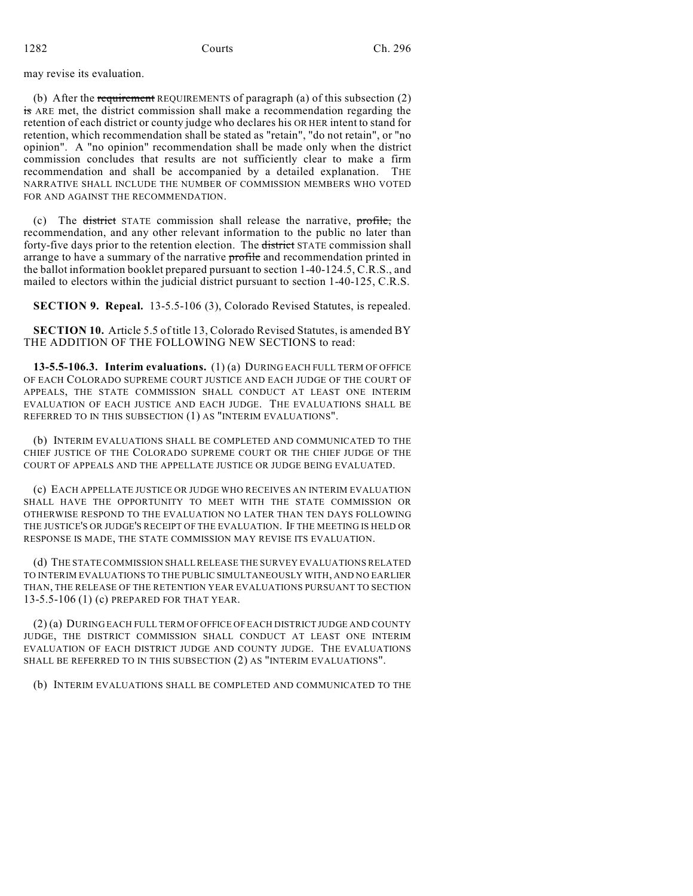may revise its evaluation.

(b) After the ~~requirement~~ REQUIREMENTS of paragraph (a) of this subsection (2) ~~is~~ ARE met, the district commission shall make a recommendation regarding the retention of each district or county judge who declares his OR HER intent to stand for retention, which recommendation shall be stated as "retain", "do not retain", or "no opinion". A "no opinion" recommendation shall be made only when the district commission concludes that results are not sufficiently clear to make a firm recommendation and shall be accompanied by a detailed explanation. THE NARRATIVE SHALL INCLUDE THE NUMBER OF COMMISSION MEMBERS WHO VOTED FOR AND AGAINST THE RECOMMENDATION.

(c) The ~~district~~ STATE commission shall release the narrative, ~~profile,~~ the recommendation, and any other relevant information to the public no later than forty-five days prior to the retention election. The ~~district~~ STATE commission shall arrange to have a summary of the narrative ~~profile~~ and recommendation printed in the ballot information booklet prepared pursuant to section 1-40-124.5, C.R.S., and mailed to electors within the judicial district pursuant to section 1-40-125, C.R.S.

**SECTION 9. Repeal.** 13-5.5-106 (3), Colorado Revised Statutes, is repealed.

**SECTION 10.** Article 5.5 of title 13, Colorado Revised Statutes, is amended BY THE ADDITION OF THE FOLLOWING NEW SECTIONS to read:

**13-5.5-106.3. Interim evaluations.** (1) (a) DURING EACH FULL TERM OF OFFICE OF EACH COLORADO SUPREME COURT JUSTICE AND EACH JUDGE OF THE COURT OF APPEALS, THE STATE COMMISSION SHALL CONDUCT AT LEAST ONE INTERIM EVALUATION OF EACH JUSTICE AND EACH JUDGE. THE EVALUATIONS SHALL BE REFERRED TO IN THIS SUBSECTION (1) AS "INTERIM EVALUATIONS".

(b) INTERIM EVALUATIONS SHALL BE COMPLETED AND COMMUNICATED TO THE CHIEF JUSTICE OF THE COLORADO SUPREME COURT OR THE CHIEF JUDGE OF THE COURT OF APPEALS AND THE APPELLATE JUSTICE OR JUDGE BEING EVALUATED.

(c) EACH APPELLATE JUSTICE OR JUDGE WHO RECEIVES AN INTERIM EVALUATION SHALL HAVE THE OPPORTUNITY TO MEET WITH THE STATE COMMISSION OR OTHERWISE RESPOND TO THE EVALUATION NO LATER THAN TEN DAYS FOLLOWING THE JUSTICE'S OR JUDGE'S RECEIPT OF THE EVALUATION. IF THE MEETING IS HELD OR RESPONSE IS MADE, THE STATE COMMISSION MAY REVISE ITS EVALUATION.

(d) THE STATE COMMISSION SHALL RELEASE THE SURVEY EVALUATIONS RELATED TO INTERIM EVALUATIONS TO THE PUBLIC SIMULTANEOUSLY WITH, AND NO EARLIER THAN, THE RELEASE OF THE RETENTION YEAR EVALUATIONS PURSUANT TO SECTION 13-5.5-106 (1) (c) PREPARED FOR THAT YEAR.

(2) (a) DURING EACH FULL TERM OF OFFICE OF EACH DISTRICT JUDGE AND COUNTY JUDGE, THE DISTRICT COMMISSION SHALL CONDUCT AT LEAST ONE INTERIM EVALUATION OF EACH DISTRICT JUDGE AND COUNTY JUDGE. THE EVALUATIONS SHALL BE REFERRED TO IN THIS SUBSECTION (2) AS "INTERIM EVALUATIONS".

(b) INTERIM EVALUATIONS SHALL BE COMPLETED AND COMMUNICATED TO THE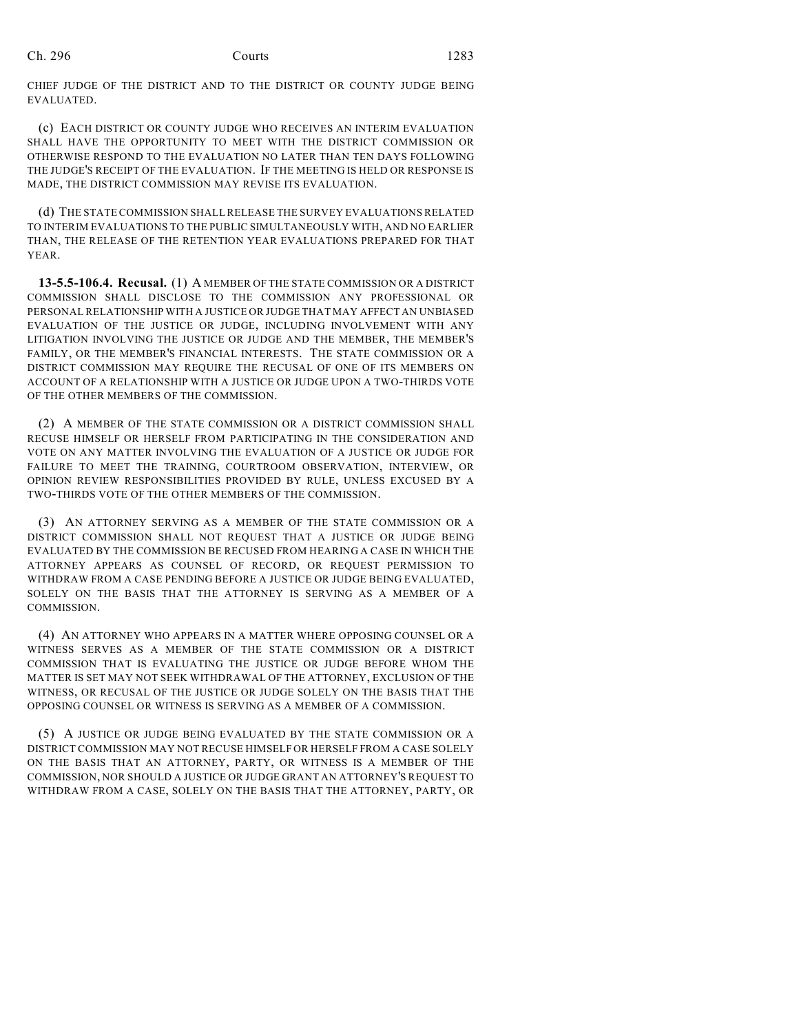CHIEF JUDGE OF THE DISTRICT AND TO THE DISTRICT OR COUNTY JUDGE BEING EVALUATED.

(c) EACH DISTRICT OR COUNTY JUDGE WHO RECEIVES AN INTERIM EVALUATION SHALL HAVE THE OPPORTUNITY TO MEET WITH THE DISTRICT COMMISSION OR OTHERWISE RESPOND TO THE EVALUATION NO LATER THAN TEN DAYS FOLLOWING THE JUDGE'S RECEIPT OF THE EVALUATION. IF THE MEETING IS HELD OR RESPONSE IS MADE, THE DISTRICT COMMISSION MAY REVISE ITS EVALUATION.

(d) THE STATE COMMISSION SHALL RELEASE THE SURVEY EVALUATIONS RELATED TO INTERIM EVALUATIONS TO THE PUBLIC SIMULTANEOUSLY WITH, AND NO EARLIER THAN, THE RELEASE OF THE RETENTION YEAR EVALUATIONS PREPARED FOR THAT YEAR.

**13-5.5-106.4. Recusal.** (1) A MEMBER OF THE STATE COMMISSION OR A DISTRICT COMMISSION SHALL DISCLOSE TO THE COMMISSION ANY PROFESSIONAL OR PERSONAL RELATIONSHIP WITH A JUSTICE OR JUDGE THAT MAY AFFECT AN UNBIASED EVALUATION OF THE JUSTICE OR JUDGE, INCLUDING INVOLVEMENT WITH ANY LITIGATION INVOLVING THE JUSTICE OR JUDGE AND THE MEMBER, THE MEMBER'S FAMILY, OR THE MEMBER'S FINANCIAL INTERESTS. THE STATE COMMISSION OR A DISTRICT COMMISSION MAY REQUIRE THE RECUSAL OF ONE OF ITS MEMBERS ON ACCOUNT OF A RELATIONSHIP WITH A JUSTICE OR JUDGE UPON A TWO-THIRDS VOTE OF THE OTHER MEMBERS OF THE COMMISSION.

(2) A MEMBER OF THE STATE COMMISSION OR A DISTRICT COMMISSION SHALL RECUSE HIMSELF OR HERSELF FROM PARTICIPATING IN THE CONSIDERATION AND VOTE ON ANY MATTER INVOLVING THE EVALUATION OF A JUSTICE OR JUDGE FOR FAILURE TO MEET THE TRAINING, COURTROOM OBSERVATION, INTERVIEW, OR OPINION REVIEW RESPONSIBILITIES PROVIDED BY RULE, UNLESS EXCUSED BY A TWO-THIRDS VOTE OF THE OTHER MEMBERS OF THE COMMISSION.

(3) AN ATTORNEY SERVING AS A MEMBER OF THE STATE COMMISSION OR A DISTRICT COMMISSION SHALL NOT REQUEST THAT A JUSTICE OR JUDGE BEING EVALUATED BY THE COMMISSION BE RECUSED FROM HEARING A CASE IN WHICH THE ATTORNEY APPEARS AS COUNSEL OF RECORD, OR REQUEST PERMISSION TO WITHDRAW FROM A CASE PENDING BEFORE A JUSTICE OR JUDGE BEING EVALUATED, SOLELY ON THE BASIS THAT THE ATTORNEY IS SERVING AS A MEMBER OF A COMMISSION.

(4) AN ATTORNEY WHO APPEARS IN A MATTER WHERE OPPOSING COUNSEL OR A WITNESS SERVES AS A MEMBER OF THE STATE COMMISSION OR A DISTRICT COMMISSION THAT IS EVALUATING THE JUSTICE OR JUDGE BEFORE WHOM THE MATTER IS SET MAY NOT SEEK WITHDRAWAL OF THE ATTORNEY, EXCLUSION OF THE WITNESS, OR RECUSAL OF THE JUSTICE OR JUDGE SOLELY ON THE BASIS THAT THE OPPOSING COUNSEL OR WITNESS IS SERVING AS A MEMBER OF A COMMISSION.

(5) A JUSTICE OR JUDGE BEING EVALUATED BY THE STATE COMMISSION OR A DISTRICT COMMISSION MAY NOT RECUSE HIMSELF OR HERSELF FROM A CASE SOLELY ON THE BASIS THAT AN ATTORNEY, PARTY, OR WITNESS IS A MEMBER OF THE COMMISSION, NOR SHOULD A JUSTICE OR JUDGE GRANT AN ATTORNEY'S REQUEST TO WITHDRAW FROM A CASE, SOLELY ON THE BASIS THAT THE ATTORNEY, PARTY, OR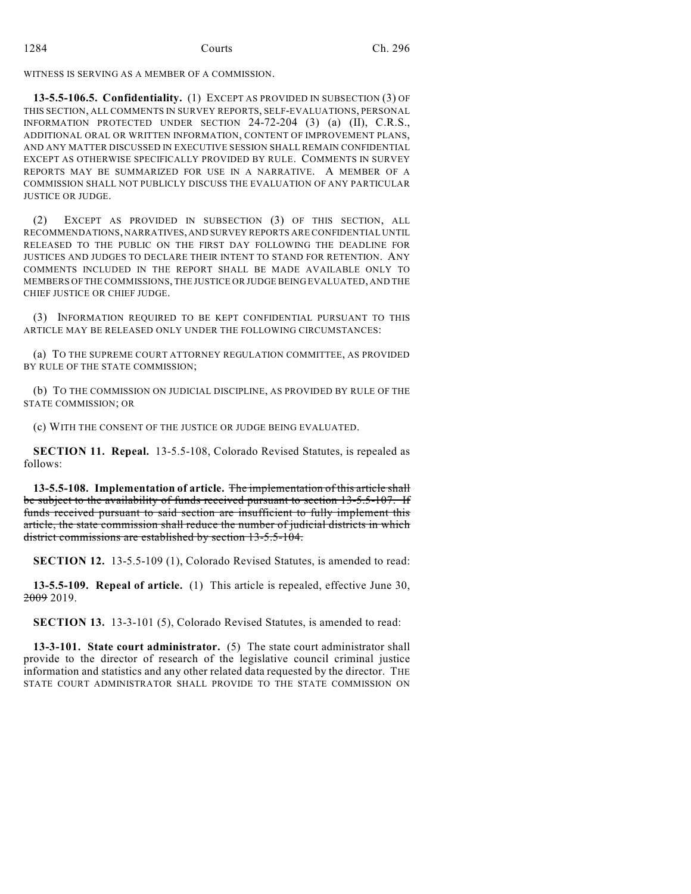WITNESS IS SERVING AS A MEMBER OF A COMMISSION.

**13-5.5-106.5. Confidentiality.** (1) EXCEPT AS PROVIDED IN SUBSECTION (3) OF THIS SECTION, ALL COMMENTS IN SURVEY REPORTS, SELF-EVALUATIONS, PERSONAL INFORMATION PROTECTED UNDER SECTION 24-72-204 (3) (a) (II), C.R.S., ADDITIONAL ORAL OR WRITTEN INFORMATION, CONTENT OF IMPROVEMENT PLANS, AND ANY MATTER DISCUSSED IN EXECUTIVE SESSION SHALL REMAIN CONFIDENTIAL EXCEPT AS OTHERWISE SPECIFICALLY PROVIDED BY RULE. COMMENTS IN SURVEY REPORTS MAY BE SUMMARIZED FOR USE IN A NARRATIVE. A MEMBER OF A COMMISSION SHALL NOT PUBLICLY DISCUSS THE EVALUATION OF ANY PARTICULAR JUSTICE OR JUDGE.

(2) EXCEPT AS PROVIDED IN SUBSECTION (3) OF THIS SECTION, ALL RECOMMENDATIONS, NARRATIVES, AND SURVEY REPORTS ARE CONFIDENTIAL UNTIL RELEASED TO THE PUBLIC ON THE FIRST DAY FOLLOWING THE DEADLINE FOR JUSTICES AND JUDGES TO DECLARE THEIR INTENT TO STAND FOR RETENTION. ANY COMMENTS INCLUDED IN THE REPORT SHALL BE MADE AVAILABLE ONLY TO MEMBERS OF THE COMMISSIONS, THE JUSTICE OR JUDGE BEING EVALUATED, AND THE CHIEF JUSTICE OR CHIEF JUDGE.

(3) INFORMATION REQUIRED TO BE KEPT CONFIDENTIAL PURSUANT TO THIS ARTICLE MAY BE RELEASED ONLY UNDER THE FOLLOWING CIRCUMSTANCES:

(a) TO THE SUPREME COURT ATTORNEY REGULATION COMMITTEE, AS PROVIDED BY RULE OF THE STATE COMMISSION;

(b) TO THE COMMISSION ON JUDICIAL DISCIPLINE, AS PROVIDED BY RULE OF THE STATE COMMISSION; OR

(c) WITH THE CONSENT OF THE JUSTICE OR JUDGE BEING EVALUATED.

**SECTION 11. Repeal.** 13-5.5-108, Colorado Revised Statutes, is repealed as follows:

**13-5.5-108. Implementation of article.** ~~The implementation of this article shall be subject to the availability of funds received pursuant to section 13-5.5-107. If funds received pursuant to said section are insufficient to fully implement this article, the state commission shall reduce the number of judicial districts in which district commissions are established by section 13-5.5-104.~~

**SECTION 12.** 13-5.5-109 (1), Colorado Revised Statutes, is amended to read:

**13-5.5-109. Repeal of article.** (1) This article is repealed, effective June 30, ~~2009~~ 2019.

**SECTION 13.** 13-3-101 (5), Colorado Revised Statutes, is amended to read:

**13-3-101. State court administrator.** (5) The state court administrator shall provide to the director of research of the legislative council criminal justice information and statistics and any other related data requested by the director. THE STATE COURT ADMINISTRATOR SHALL PROVIDE TO THE STATE COMMISSION ON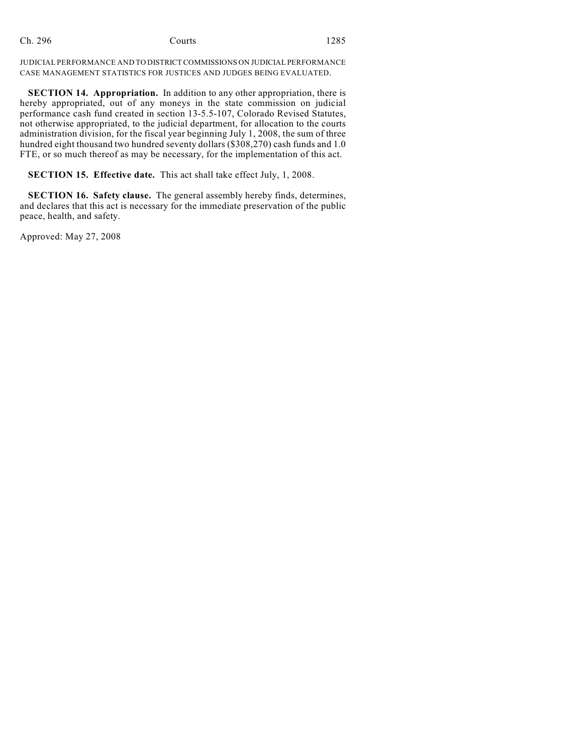JUDICIAL PERFORMANCE AND TO DISTRICT COMMISSIONS ON JUDICIAL PERFORMANCE CASE MANAGEMENT STATISTICS FOR JUSTICES AND JUDGES BEING EVALUATED.

**SECTION 14. Appropriation.** In addition to any other appropriation, there is hereby appropriated, out of any moneys in the state commission on judicial performance cash fund created in section 13-5.5-107, Colorado Revised Statutes, not otherwise appropriated, to the judicial department, for allocation to the courts administration division, for the fiscal year beginning July 1, 2008, the sum of three hundred eight thousand two hundred seventy dollars ($308,270) cash funds and 1.0 FTE, or so much thereof as may be necessary, for the implementation of this act.

**SECTION 15. Effective date.** This act shall take effect July, 1, 2008.

**SECTION 16. Safety clause.** The general assembly hereby finds, determines, and declares that this act is necessary for the immediate preservation of the public peace, health, and safety.

Approved: May 27, 2008